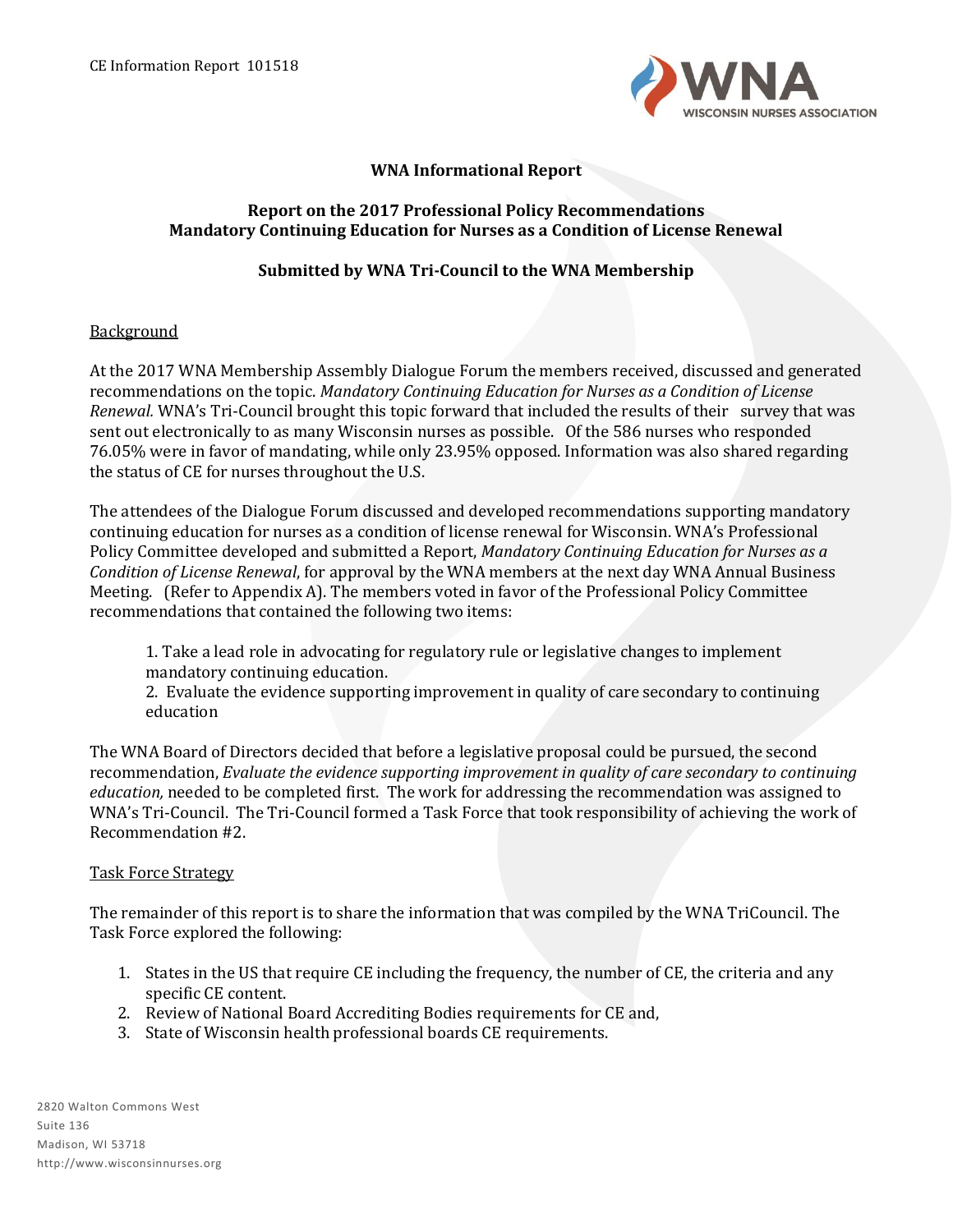CE Information Report 101518

## WNA Informational Report

### Report on the 2017 Professional Policy Recommendations
### Mandatory Continuing Education for Nurses as a Condition of License Renewal

### Submitted by WNA Tri-Council to the WNA Membership

Background

At the 2017 WNA Membership Assembly Dialogue Forum the members received, discussed and generated recommendations on the topic. *Mandatory Continuing Education for Nurses as a Condition of License Renewal.* WNA's Tri-Council brought this topic forward that included the results of their survey that was sent out electronically to as many Wisconsin nurses as possible. Of the 586 nurses who responded 76.05% were in favor of mandating, while only 23.95% opposed. Information was also shared regarding the status of CE for nurses throughout the U.S.

The attendees of the Dialogue Forum discussed and developed recommendations supporting mandatory continuing education for nurses as a condition of license renewal for Wisconsin. WNA's Professional Policy Committee developed and submitted a Report, *Mandatory Continuing Education for Nurses as a Condition of License Renewal*, for approval by the WNA members at the next day WNA Annual Business Meeting. (Refer to Appendix A). The members voted in favor of the Professional Policy Committee recommendations that contained the following two items:

> 1. Take a lead role in advocating for regulatory rule or legislative changes to implement mandatory continuing education.
> 2. Evaluate the evidence supporting improvement in quality of care secondary to continuing education

The WNA Board of Directors decided that before a legislative proposal could be pursued, the second recommendation, *Evaluate the evidence supporting improvement in quality of care secondary to continuing education,* needed to be completed first. The work for addressing the recommendation was assigned to WNA's Tri-Council. The Tri-Council formed a Task Force that took responsibility of achieving the work of Recommendation #2.

Task Force Strategy

The remainder of this report is to share the information that was compiled by the WNA TriCouncil. The Task Force explored the following:

1. States in the US that require CE including the frequency, the number of CE, the criteria and any specific CE content.
2. Review of National Board Accrediting Bodies requirements for CE and,
3. State of Wisconsin health professional boards CE requirements.

2820 Walton Commons West
Suite 136
Madison, WI 53718
http://www.wisconsinnurses.org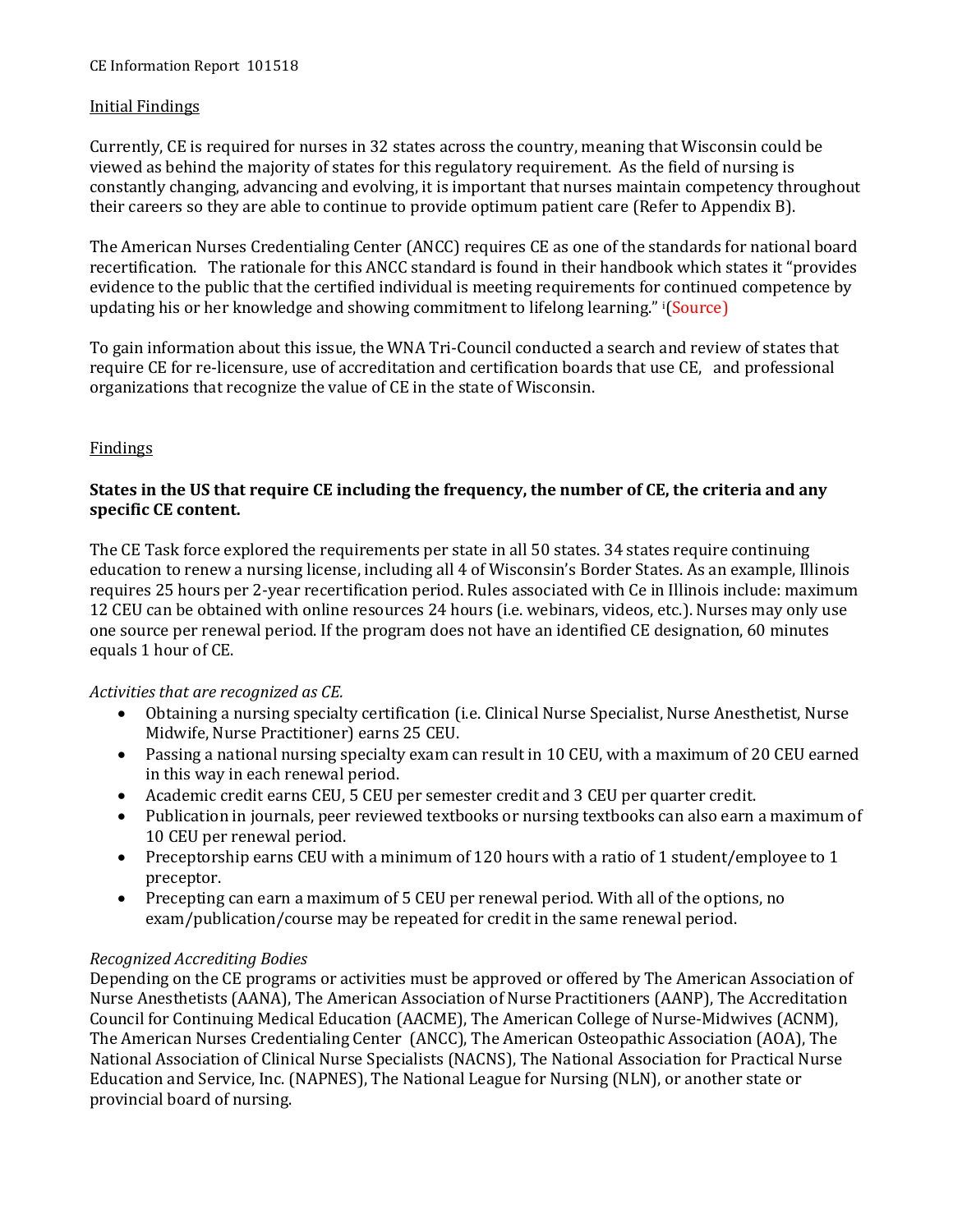CE Information Report 101518

Initial Findings

Currently, CE is required for nurses in 32 states across the country, meaning that Wisconsin could be viewed as behind the majority of states for this regulatory requirement. As the field of nursing is constantly changing, advancing and evolving, it is important that nurses maintain competency throughout their careers so they are able to continue to provide optimum patient care (Refer to Appendix B).

The American Nurses Credentialing Center (ANCC) requires CE as one of the standards for national board recertification. The rationale for this ANCC standard is found in their handbook which states it "provides evidence to the public that the certified individual is meeting requirements for continued competence by updating his or her knowledge and showing commitment to lifelong learning." [i](Source)

To gain information about this issue, the WNA Tri-Council conducted a search and review of states that require CE for re-licensure, use of accreditation and certification boards that use CE, and professional organizations that recognize the value of CE in the state of Wisconsin.

Findings

**States in the US that require CE including the frequency, the number of CE, the criteria and any specific CE content.**

The CE Task force explored the requirements per state in all 50 states. 34 states require continuing education to renew a nursing license, including all 4 of Wisconsin's Border States. As an example, Illinois requires 25 hours per 2-year recertification period. Rules associated with Ce in Illinois include: maximum 12 CEU can be obtained with online resources 24 hours (i.e. webinars, videos, etc.). Nurses may only use one source per renewal period. If the program does not have an identified CE designation, 60 minutes equals 1 hour of CE.

*Activities that are recognized as CE.*

- Obtaining a nursing specialty certification (i.e. Clinical Nurse Specialist, Nurse Anesthetist, Nurse Midwife, Nurse Practitioner) earns 25 CEU.
- Passing a national nursing specialty exam can result in 10 CEU, with a maximum of 20 CEU earned in this way in each renewal period.
- Academic credit earns CEU, 5 CEU per semester credit and 3 CEU per quarter credit.
- Publication in journals, peer reviewed textbooks or nursing textbooks can also earn a maximum of 10 CEU per renewal period.
- Preceptorship earns CEU with a minimum of 120 hours with a ratio of 1 student/employee to 1 preceptor.
- Precepting can earn a maximum of 5 CEU per renewal period. With all of the options, no exam/publication/course may be repeated for credit in the same renewal period.

*Recognized Accrediting Bodies*

Depending on the CE programs or activities must be approved or offered by The American Association of Nurse Anesthetists (AANA), The American Association of Nurse Practitioners (AANP), The Accreditation Council for Continuing Medical Education (AACME), The American College of Nurse-Midwives (ACNM), The American Nurses Credentialing Center (ANCC), The American Osteopathic Association (AOA), The National Association of Clinical Nurse Specialists (NACNS), The National Association for Practical Nurse Education and Service, Inc. (NAPNES), The National League for Nursing (NLN), or another state or provincial board of nursing.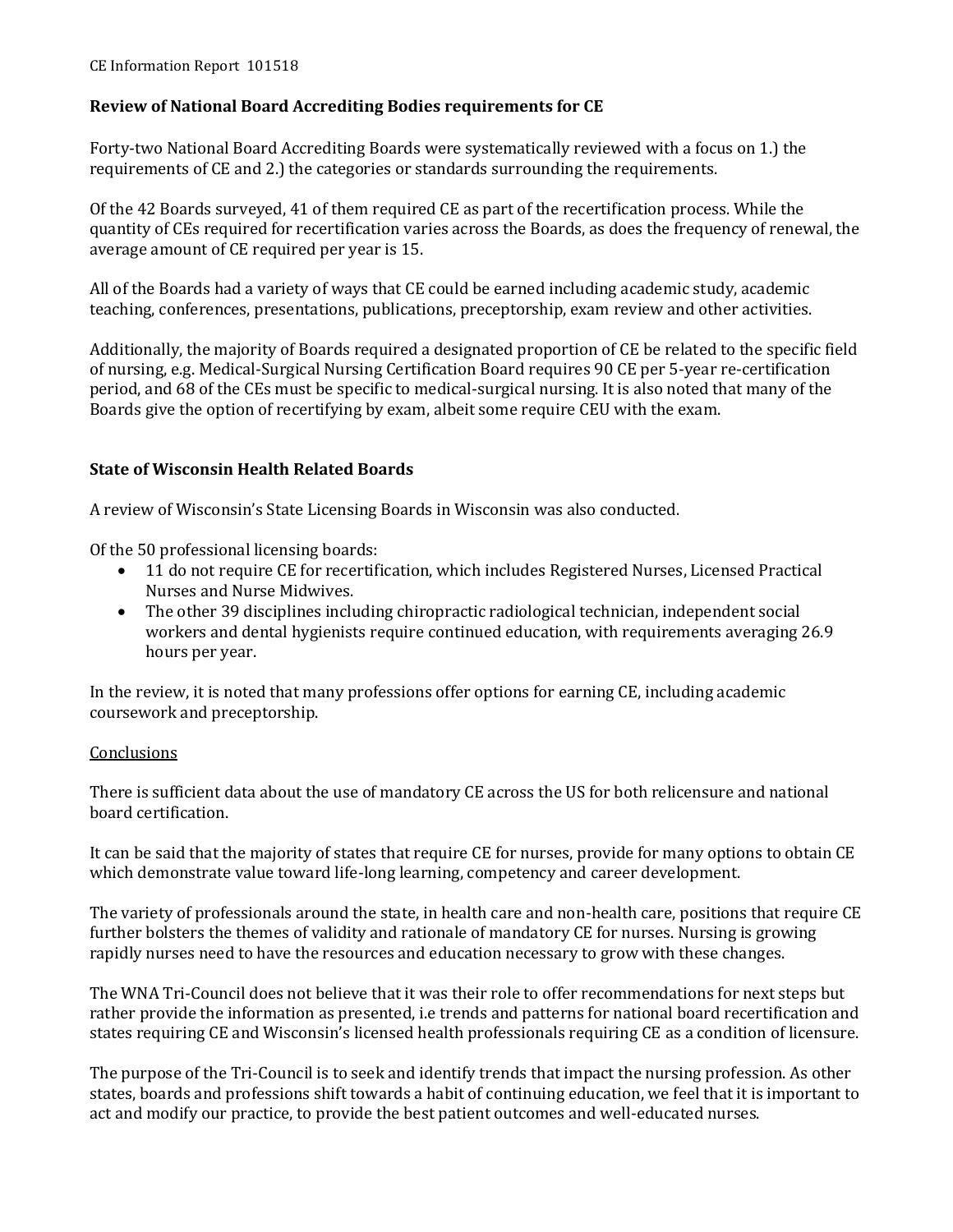CE Information Report 101518

**Review of National Board Accrediting Bodies requirements for CE**

Forty-two National Board Accrediting Boards were systematically reviewed with a focus on 1.) the requirements of CE and 2.) the categories or standards surrounding the requirements.

Of the 42 Boards surveyed, 41 of them required CE as part of the recertification process. While the quantity of CEs required for recertification varies across the Boards, as does the frequency of renewal, the average amount of CE required per year is 15.

All of the Boards had a variety of ways that CE could be earned including academic study, academic teaching, conferences, presentations, publications, preceptorship, exam review and other activities.

Additionally, the majority of Boards required a designated proportion of CE be related to the specific field of nursing, e.g. Medical-Surgical Nursing Certification Board requires 90 CE per 5-year re-certification period, and 68 of the CEs must be specific to medical-surgical nursing. It is also noted that many of the Boards give the option of recertifying by exam, albeit some require CEU with the exam.

**State of Wisconsin Health Related Boards**

A review of Wisconsin's State Licensing Boards in Wisconsin was also conducted.

Of the 50 professional licensing boards:

- 11 do not require CE for recertification, which includes Registered Nurses, Licensed Practical Nurses and Nurse Midwives.
- The other 39 disciplines including chiropractic radiological technician, independent social workers and dental hygienists require continued education, with requirements averaging 26.9 hours per year.

In the review, it is noted that many professions offer options for earning CE, including academic coursework and preceptorship.

<u>Conclusions</u>

There is sufficient data about the use of mandatory CE across the US for both relicensure and national board certification.

It can be said that the majority of states that require CE for nurses, provide for many options to obtain CE which demonstrate value toward life-long learning, competency and career development.

The variety of professionals around the state, in health care and non-health care, positions that require CE further bolsters the themes of validity and rationale of mandatory CE for nurses. Nursing is growing rapidly nurses need to have the resources and education necessary to grow with these changes.

The WNA Tri-Council does not believe that it was their role to offer recommendations for next steps but rather provide the information as presented, i.e trends and patterns for national board recertification and states requiring CE and Wisconsin's licensed health professionals requiring CE as a condition of licensure.

The purpose of the Tri-Council is to seek and identify trends that impact the nursing profession. As other states, boards and professions shift towards a habit of continuing education, we feel that it is important to act and modify our practice, to provide the best patient outcomes and well-educated nurses.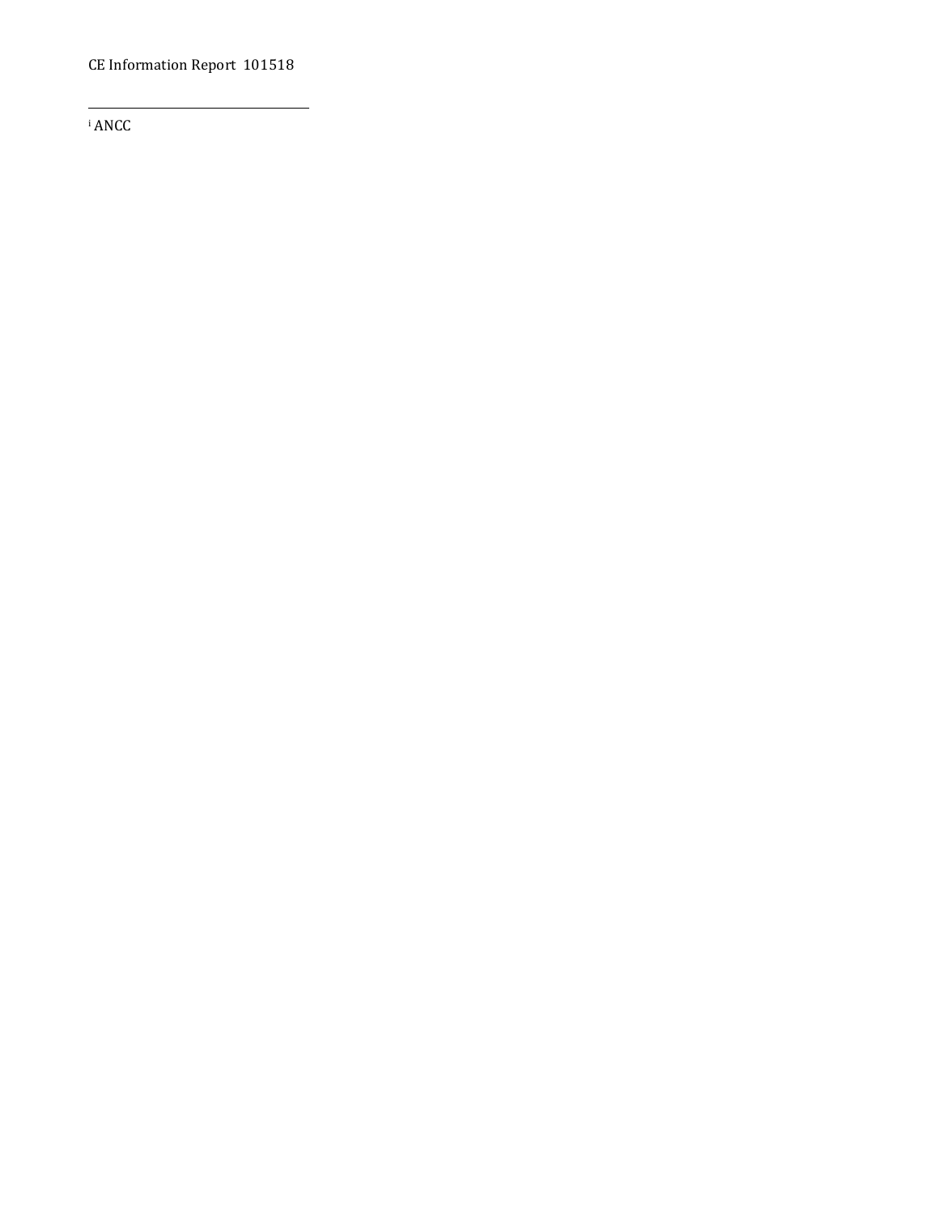CE Information Report 101518

---

[i] ANCC